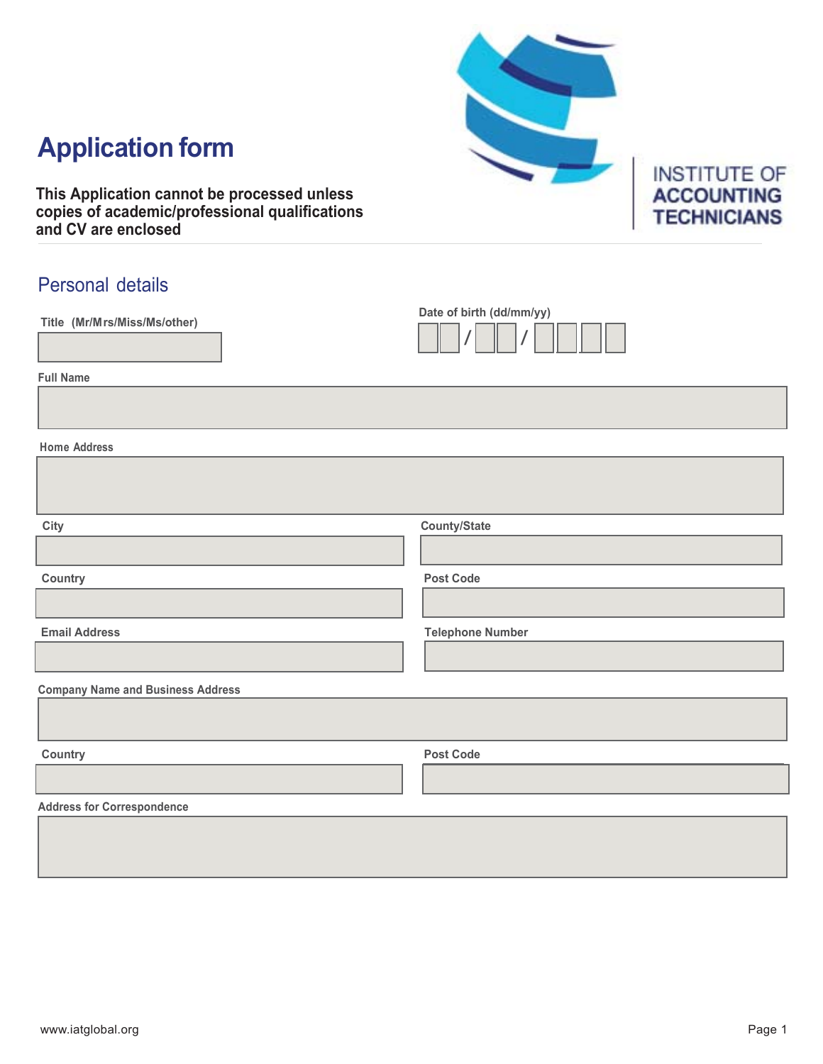# Application form

INSTITUTE OF ACCOUNTING TECHNICIANS

**This Application cannot be processed unless copies of academic/professional qualifications and CV are enclosed**

## Personal details

**Title (Mr/Mrs/Miss/Ms/other)**

**Date of birth (dd/mm/yy)**

__ __ / __ __ / __ __ __ __

**Full Name**

**Home Address**

**City**

**County/State**

**Country**

**Post Code**

**Email Address**

**Telephone Number**

**Company Name and Business Address**

**Country**

**Post Code**

**Address for Correspondence**

www.iatglobal.org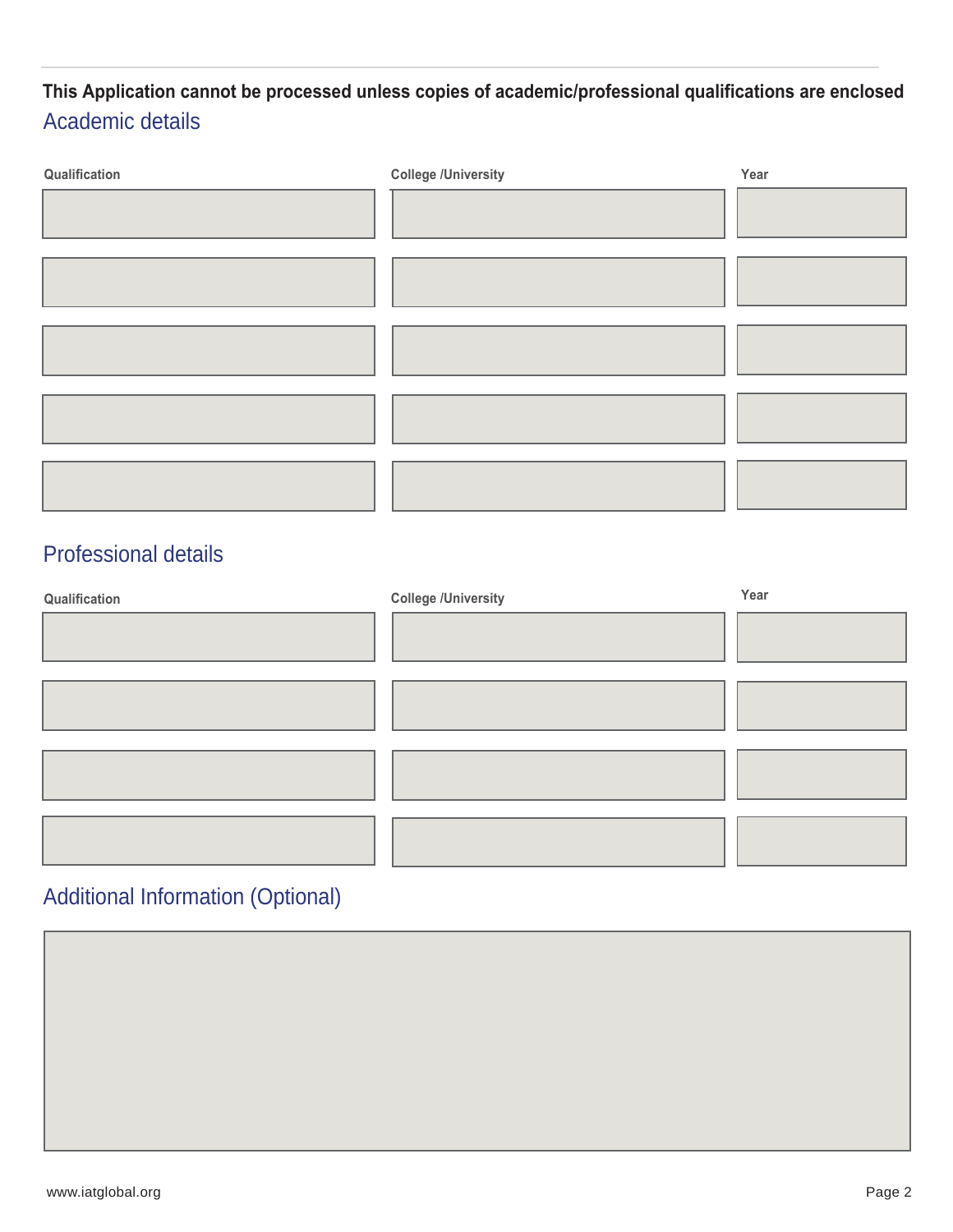**This Application cannot be processed unless copies of academic/professional qualifications are enclosed**

## Academic details

| Qualification | College /University | Year |
| --- | --- | --- |
| | | |
| | | |
| | | |
| | | |
| | | |

## Professional details

| Qualification | College /University | Year |
| --- | --- | --- |
| | | |
| | | |
| | | |
| | | |

## Additional Information (Optional)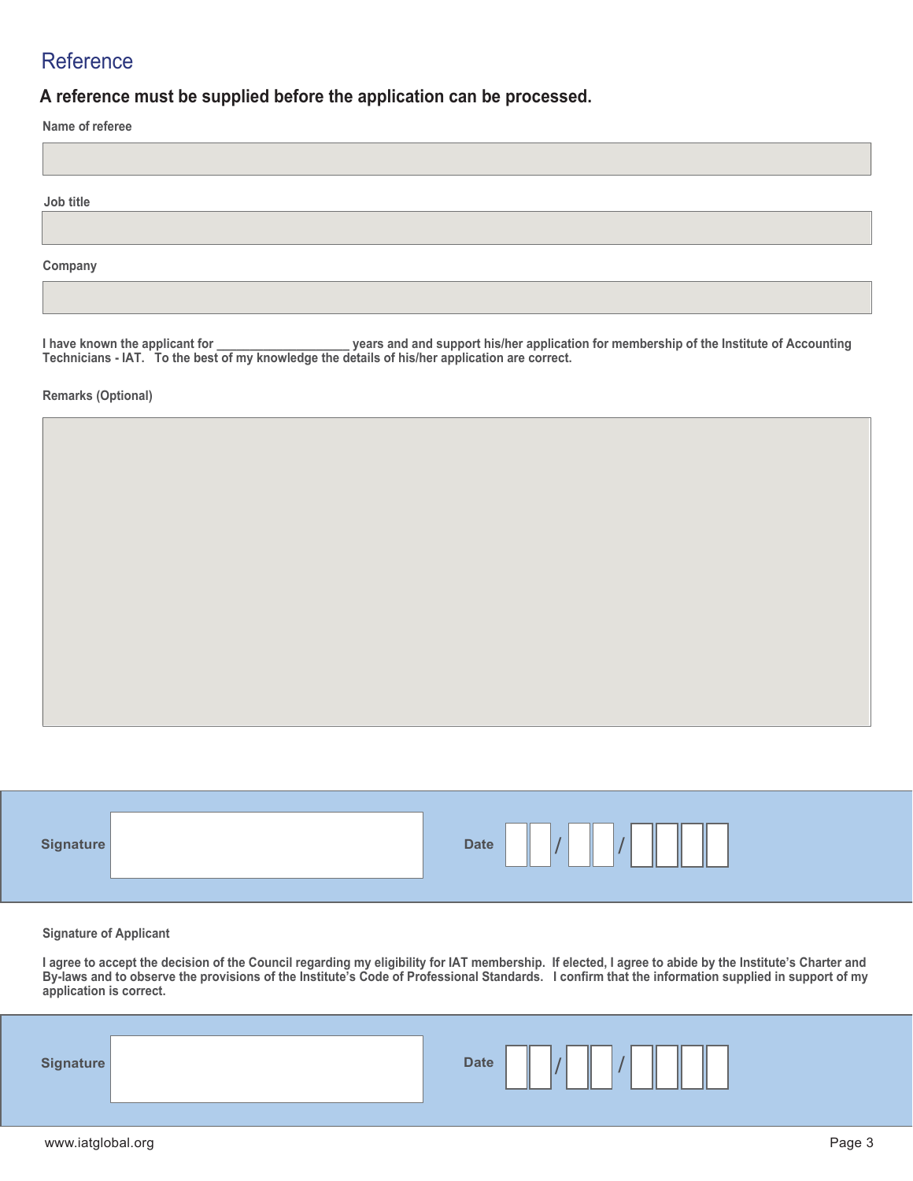## Reference

**A reference must be supplied before the application can be processed.**

**Name of referee**

**Job title**

**Company**

**I have known the applicant for ____________________ years and and support his/her application for membership of the Institute of Accounting Technicians - IAT. To the best of my knowledge the details of his/her application are correct.**

**Remarks (Optional)**

**Signature** | **Date** __ __ / __ __ / __ __ __ __

**Signature of Applicant**

**I agree to accept the decision of the Council regarding my eligibility for IAT membership. If elected, I agree to abide by the Institute's Charter and By-laws and to observe the provisions of the Institute's Code of Professional Standards. I confirm that the information supplied in support of my application is correct.**

**Signature** | **Date** __ __ / __ __ / __ __ __ __

www.iatglobal.org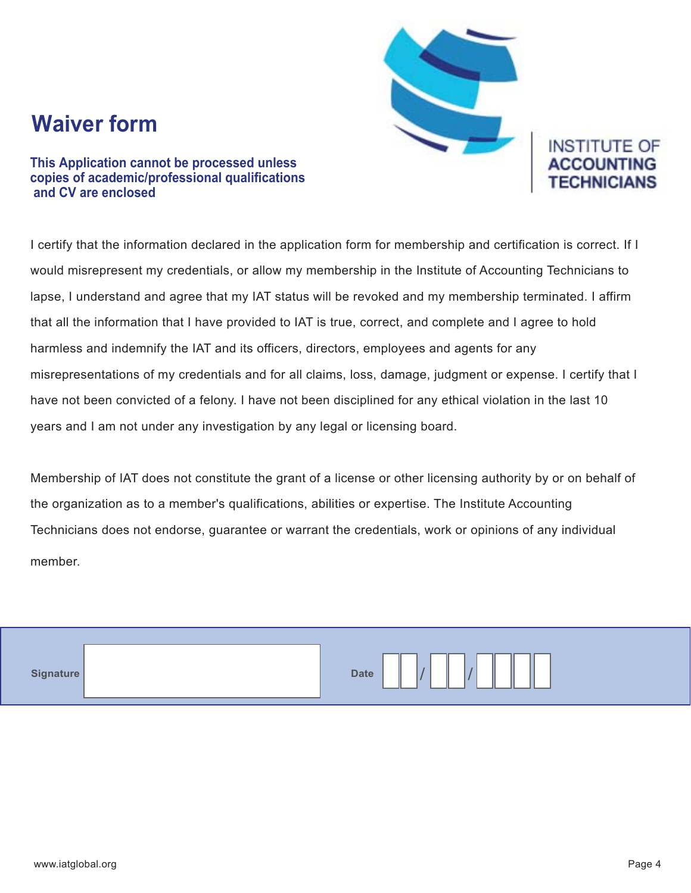# Waiver form

**This Application cannot be processed unless copies of academic/professional qualifications and CV are enclosed**

INSTITUTE OF ACCOUNTING TECHNICIANS

I certify that the information declared in the application form for membership and certification is correct. If I would misrepresent my credentials, or allow my membership in the Institute of Accounting Technicians to lapse, I understand and agree that my IAT status will be revoked and my membership terminated. I affirm that all the information that I have provided to IAT is true, correct, and complete and I agree to hold harmless and indemnify the IAT and its officers, directors, employees and agents for any misrepresentations of my credentials and for all claims, loss, damage, judgment or expense. I certify that I have not been convicted of a felony. I have not been disciplined for any ethical violation in the last 10 years and I am not under any investigation by any legal or licensing board.

Membership of IAT does not constitute the grant of a license or other licensing authority by or on behalf of the organization as to a member's qualifications, abilities or expertise. The Institute Accounting Technicians does not endorse, guarantee or warrant the credentials, work or opinions of any individual member.

**Signature** ____________________ **Date** __ __ / __ __ / __ __ __ __

www.iatglobal.org